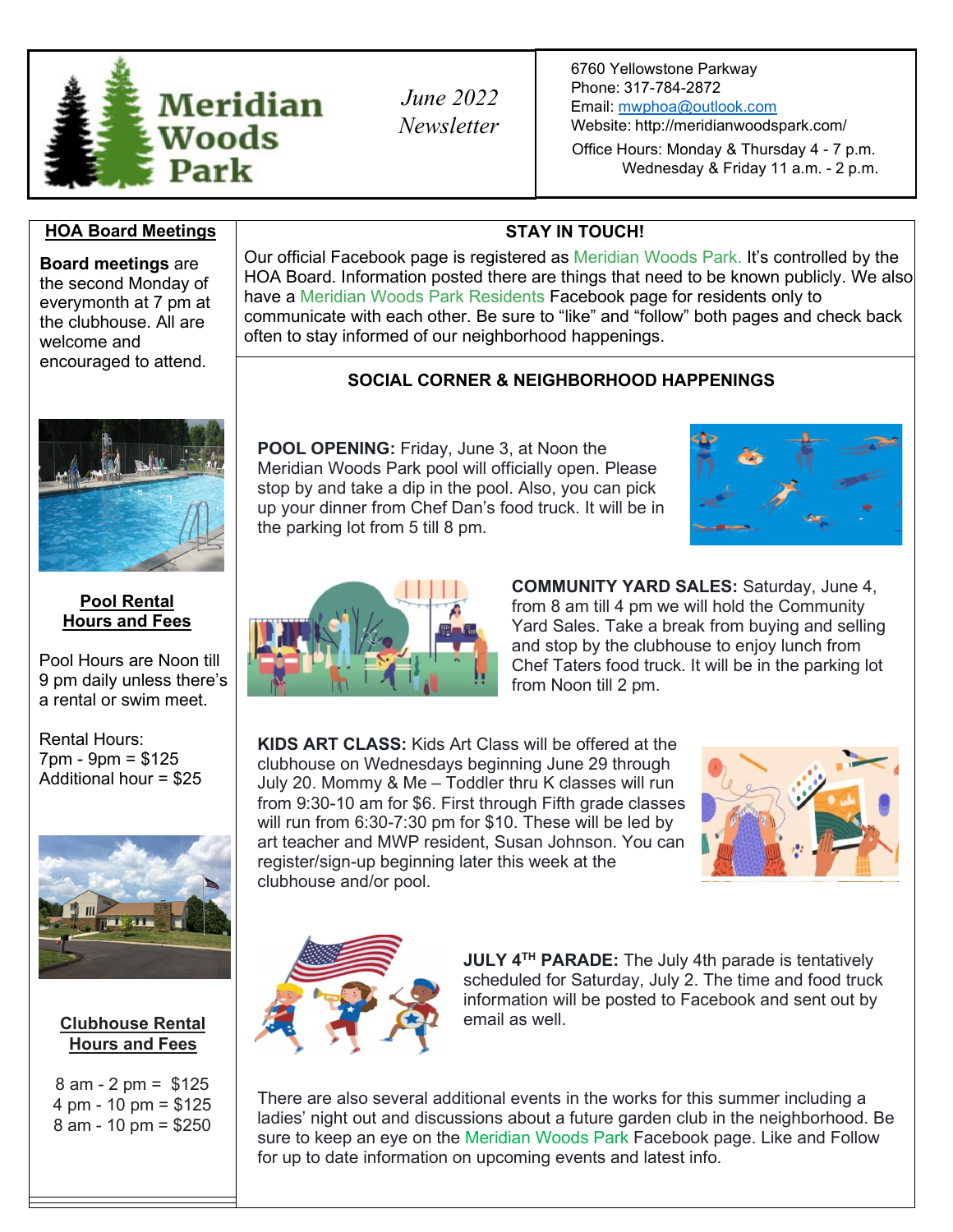# Meridian Woods Park

*June 2022 Newsletter*

6760 Yellowstone Parkway
Phone: 317-784-2872
Email: mwphoa@outlook.com
Website: http://meridianwoodspark.com/
Office Hours: Monday & Thursday 4 - 7 p.m.
Wednesday & Friday 11 a.m. - 2 p.m.

## HOA Board Meetings

**Board meetings** are the second Monday of everymonth at 7 pm at the clubhouse. All are welcome and encouraged to attend.

## Pool Rental Hours and Fees

Pool Hours are Noon till 9 pm daily unless there's a rental or swim meet.

Rental Hours:
7pm - 9pm = $125
Additional hour = $25

## Clubhouse Rental Hours and Fees

8 am - 2 pm = $125
4 pm - 10 pm = $125
8 am - 10 pm = $250

## STAY IN TOUCH!

Our official Facebook page is registered as Meridian Woods Park. It's controlled by the HOA Board. Information posted there are things that need to be known publicly. We also have a Meridian Woods Park Residents Facebook page for residents only to communicate with each other. Be sure to "like" and "follow" both pages and check back often to stay informed of our neighborhood happenings.

## SOCIAL CORNER & NEIGHBORHOOD HAPPENINGS

**POOL OPENING:** Friday, June 3, at Noon the Meridian Woods Park pool will officially open. Please stop by and take a dip in the pool. Also, you can pick up your dinner from Chef Dan's food truck. It will be in the parking lot from 5 till 8 pm.

**COMMUNITY YARD SALES:** Saturday, June 4, from 8 am till 4 pm we will hold the Community Yard Sales. Take a break from buying and selling and stop by the clubhouse to enjoy lunch from Chef Taters food truck. It will be in the parking lot from Noon till 2 pm.

**KIDS ART CLASS:** Kids Art Class will be offered at the clubhouse on Wednesdays beginning June 29 through July 20. Mommy & Me – Toddler thru K classes will run from 9:30-10 am for $6. First through Fifth grade classes will run from 6:30-7:30 pm for $10. These will be led by art teacher and MWP resident, Susan Johnson. You can register/sign-up beginning later this week at the clubhouse and/or pool.

**JULY 4TH PARADE:** The July 4th parade is tentatively scheduled for Saturday, July 2. The time and food truck information will be posted to Facebook and sent out by email as well.

There are also several additional events in the works for this summer including a ladies' night out and discussions about a future garden club in the neighborhood. Be sure to keep an eye on the Meridian Woods Park Facebook page. Like and Follow for up to date information on upcoming events and latest info.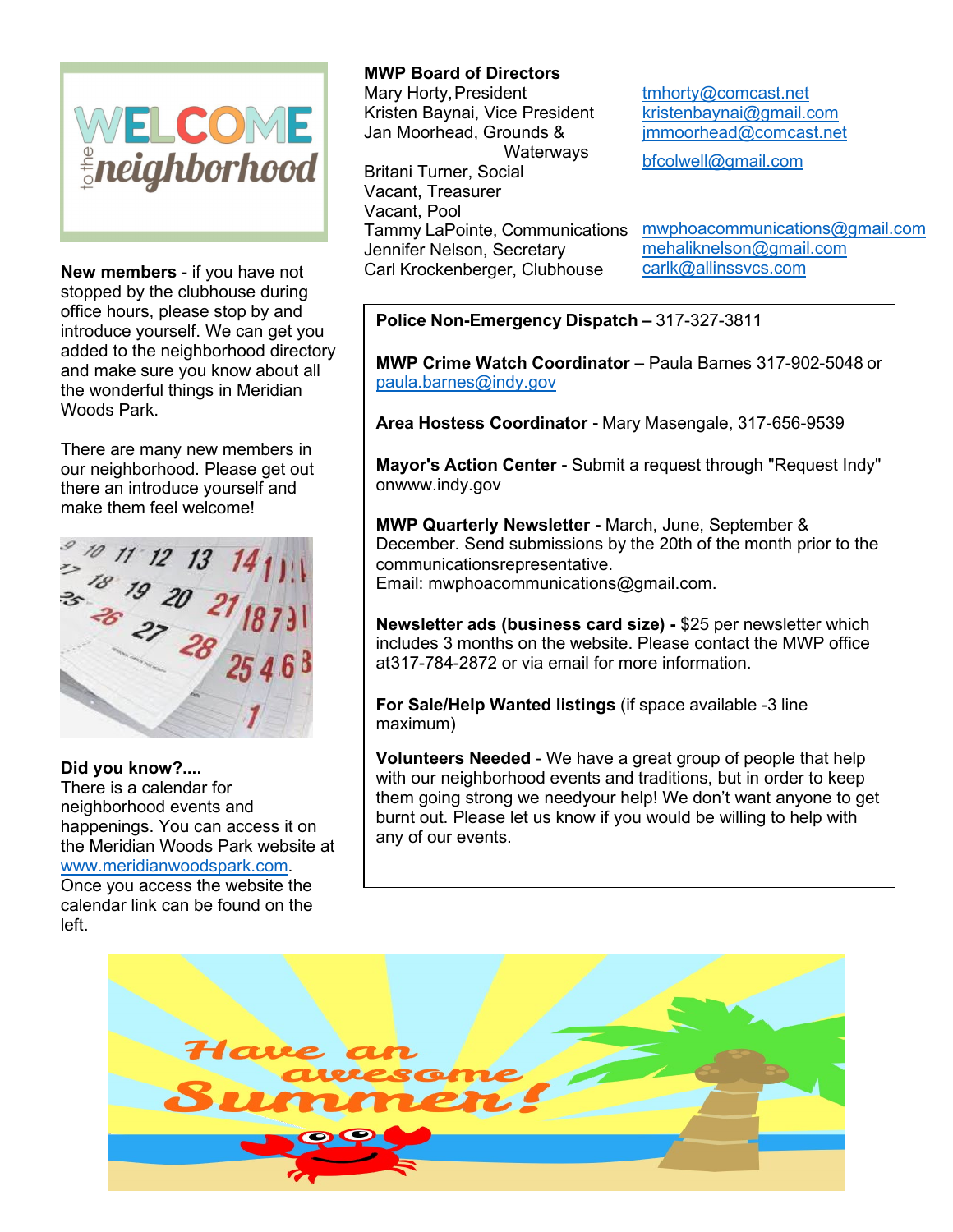## MWP Board of Directors

Mary Horty, President — tmhorty@comcast.net
Kristen Baynai, Vice President — kristenbaynai@gmail.com
Jan Moorhead, Grounds & Waterways — jmmoorhead@comcast.net
Britani Turner, Social — bfcolwell@gmail.com
Vacant, Treasurer
Vacant, Pool
Tammy LaPointe, Communications — mwphoacommunications@gmail.com
Jennifer Nelson, Secretary — mehaliknelson@gmail.com
Carl Krockenberger, Clubhouse — carlk@allinssvcs.com

**New members** - if you have not stopped by the clubhouse during office hours, please stop by and introduce yourself. We can get you added to the neighborhood directory and make sure you know about all the wonderful things in Meridian Woods Park.

There are many new members in our neighborhood. Please get out there an introduce yourself and make them feel welcome!

**Did you know?....**
There is a calendar for neighborhood events and happenings. You can access it on the Meridian Woods Park website at www.meridianwoodspark.com. Once you access the website the calendar link can be found on the left.

**Police Non-Emergency Dispatch –** 317-327-3811

**MWP Crime Watch Coordinator –** Paula Barnes 317-902-5048 or paula.barnes@indy.gov

**Area Hostess Coordinator -** Mary Masengale, 317-656-9539

**Mayor's Action Center -** Submit a request through "Request Indy" onwww.indy.gov

**MWP Quarterly Newsletter -** March, June, September & December. Send submissions by the 20th of the month prior to the communicationsrepresentative.
Email: mwphoacommunications@gmail.com.

**Newsletter ads (business card size) -** $25 per newsletter which includes 3 months on the website. Please contact the MWP office at317-784-2872 or via email for more information.

**For Sale/Help Wanted listings** (if space available -3 line maximum)

**Volunteers Needed** - We have a great group of people that help with our neighborhood events and traditions, but in order to keep them going strong we needyour help! We don't want anyone to get burnt out. Please let us know if you would be willing to help with any of our events.